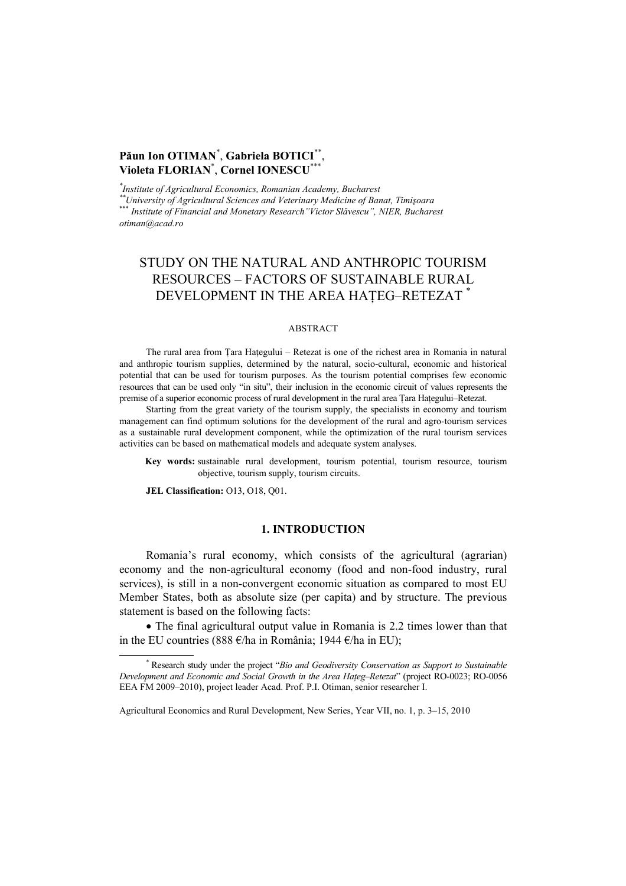**Păun Ion OTIMAN**[*], **Gabriela BOTICI**[**], **Violeta FLORIAN**[*], **Cornel IONESCU**[***]

[*] *Institute of Agricultural Economics, Romanian Academy, Bucharest*
[**] *University of Agricultural Sciences and Veterinary Medicine of Banat, Timişoara*
[***] *Institute of Financial and Monetary Research"Victor Slăvescu", NIER, Bucharest*
*otiman@acad.ro*

# STUDY ON THE NATURAL AND ANTHROPIC TOURISM RESOURCES – FACTORS OF SUSTAINABLE RURAL DEVELOPMENT IN THE AREA HAŢEG–RETEZAT [*]

## ABSTRACT

The rural area from Ţara Haţegului – Retezat is one of the richest area in Romania in natural and anthropic tourism supplies, determined by the natural, socio-cultural, economic and historical potential that can be used for tourism purposes. As the tourism potential comprises few economic resources that can be used only "in situ", their inclusion in the economic circuit of values represents the premise of a superior economic process of rural development in the rural area Ţara Haţegului–Retezat.

Starting from the great variety of the tourism supply, the specialists in economy and tourism management can find optimum solutions for the development of the rural and agro-tourism services as a sustainable rural development component, while the optimization of the rural tourism services activities can be based on mathematical models and adequate system analyses.

**Key words:** sustainable rural development, tourism potential, tourism resource, tourism objective, tourism supply, tourism circuits.

**JEL Classification:** O13, O18, Q01.

## 1. INTRODUCTION

Romania's rural economy, which consists of the agricultural (agrarian) economy and the non-agricultural economy (food and non-food industry, rural services), is still in a non-convergent economic situation as compared to most EU Member States, both as absolute size (per capita) and by structure. The previous statement is based on the following facts:

- The final agricultural output value in Romania is 2.2 times lower than that in the EU countries (888 €/ha in România; 1944 €/ha in EU);

[*] Research study under the project "*Bio and Geodiversity Conservation as Support to Sustainable Development and Economic and Social Growth in the Area Haţeg–Retezat*" (project RO-0023; RO-0056 EEA FM 2009–2010), project leader Acad. Prof. P.I. Otiman, senior researcher I.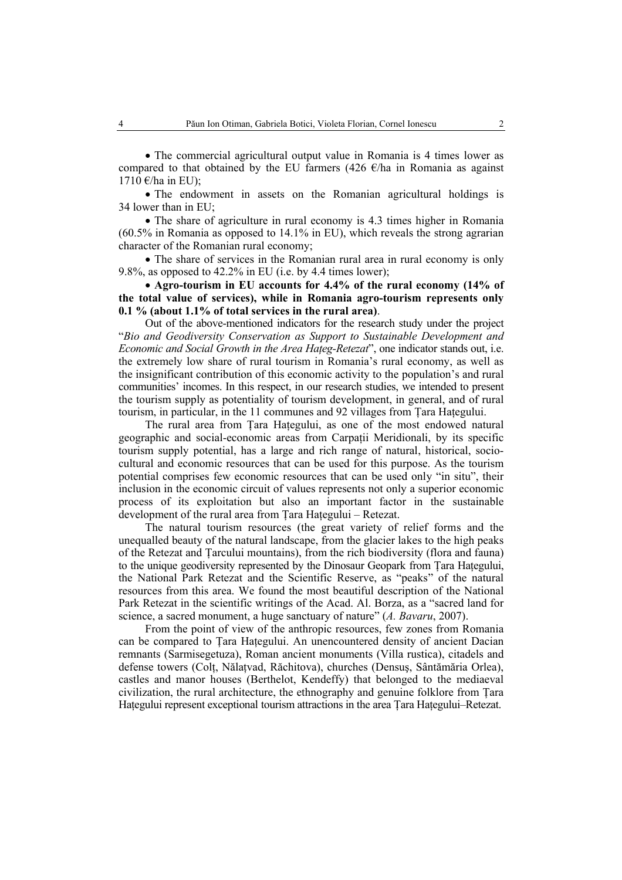- The commercial agricultural output value in Romania is 4 times lower as compared to that obtained by the EU farmers (426 €/ha in Romania as against 1710 €/ha in EU);
- The endowment in assets on the Romanian agricultural holdings is 34 lower than in EU;
- The share of agriculture in rural economy is 4.3 times higher in Romania (60.5% in Romania as opposed to 14.1% in EU), which reveals the strong agrarian character of the Romanian rural economy;
- The share of services in the Romanian rural area in rural economy is only 9.8%, as opposed to 42.2% in EU (i.e. by 4.4 times lower);
- **Agro-tourism in EU accounts for 4.4% of the rural economy (14% of the total value of services), while in Romania agro-tourism represents only 0.1 % (about 1.1% of total services in the rural area)**.

Out of the above-mentioned indicators for the research study under the project "*Bio and Geodiversity Conservation as Support to Sustainable Development and Economic and Social Growth in the Area Haţeg-Retezat*", one indicator stands out, i.e. the extremely low share of rural tourism in Romania's rural economy, as well as the insignificant contribution of this economic activity to the population's and rural communities' incomes. In this respect, in our research studies, we intended to present the tourism supply as potentiality of tourism development, in general, and of rural tourism, in particular, in the 11 communes and 92 villages from Ţara Haţegului.

The rural area from Ţara Haţegului, as one of the most endowed natural geographic and social-economic areas from Carpaţii Meridionali, by its specific tourism supply potential, has a large and rich range of natural, historical, socio-cultural and economic resources that can be used for this purpose. As the tourism potential comprises few economic resources that can be used only "in situ", their inclusion in the economic circuit of values represents not only a superior economic process of its exploitation but also an important factor in the sustainable development of the rural area from Ţara Haţegului – Retezat.

The natural tourism resources (the great variety of relief forms and the unequalled beauty of the natural landscape, from the glacier lakes to the high peaks of the Retezat and Ţarcului mountains), from the rich biodiversity (flora and fauna) to the unique geodiversity represented by the Dinosaur Geopark from Ţara Haţegului, the National Park Retezat and the Scientific Reserve, as "peaks" of the natural resources from this area. We found the most beautiful description of the National Park Retezat in the scientific writings of the Acad. Al. Borza, as a "sacred land for science, a sacred monument, a huge sanctuary of nature" (*A. Bavaru*, 2007).

From the point of view of the anthropic resources, few zones from Romania can be compared to Ţara Haţegului. An unencountered density of ancient Dacian remnants (Sarmisegetuza), Roman ancient monuments (Villa rustica), citadels and defense towers (Colţ, Nălaţvad, Răchitova), churches (Densuş, Sântămăria Orlea), castles and manor houses (Berthelot, Kendeffy) that belonged to the mediaeval civilization, the rural architecture, the ethnography and genuine folklore from Ţara Haţegului represent exceptional tourism attractions in the area Ţara Haţegului–Retezat.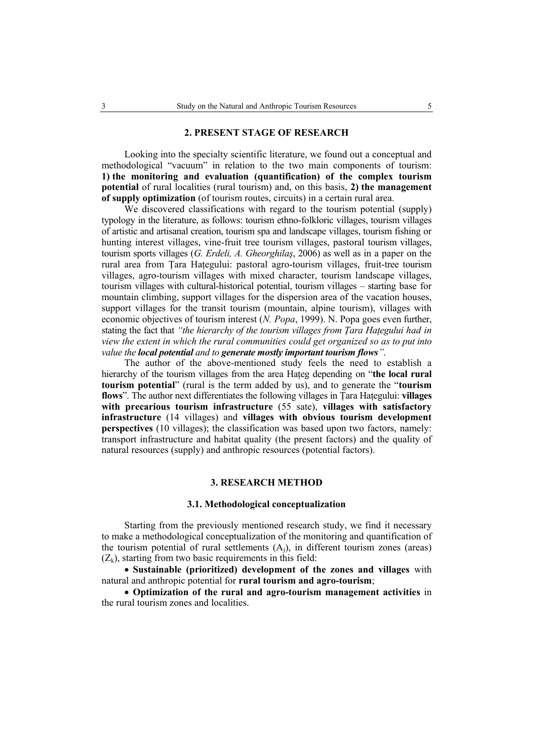## 2. PRESENT STAGE OF RESEARCH

Looking into the specialty scientific literature, we found out a conceptual and methodological "vacuum" in relation to the two main components of tourism: **1) the monitoring and evaluation (quantification) of the complex tourism potential** of rural localities (rural tourism) and, on this basis, **2) the management of supply optimization** (of tourism routes, circuits) in a certain rural area.

We discovered classifications with regard to the tourism potential (supply) typology in the literature, as follows: tourism ethno-folkloric villages, tourism villages of artistic and artisanal creation, tourism spa and landscape villages, tourism fishing or hunting interest villages, vine-fruit tree tourism villages, pastoral tourism villages, tourism sports villages (*G. Erdeli, A. Gheorghilaş*, 2006) as well as in a paper on the rural area from Țara Hațegului: pastoral agro-tourism villages, fruit-tree tourism villages, agro-tourism villages with mixed character, tourism landscape villages, tourism villages with cultural-historical potential, tourism villages – starting base for mountain climbing, support villages for the dispersion area of the vacation houses, support villages for the transit tourism (mountain, alpine tourism), villages with economic objectives of tourism interest (*N. Popa*, 1999). N. Popa goes even further, stating the fact that *"the hierarchy of the tourism villages from Țara Hațegului had in view the extent in which the rural communities could get organized so as to put into value the* ***local potential*** *and to* ***generate mostly important tourism flows****"*.

The author of the above-mentioned study feels the need to establish a hierarchy of the tourism villages from the area Hațeg depending on "**the local rural tourism potential**" (rural is the term added by us), and to generate the "**tourism flows**". The author next differentiates the following villages in Țara Hațegului: **villages with precarious tourism infrastructure** (55 sate), **villages with satisfactory infrastructure** (14 villages) and **villages with obvious tourism development perspectives** (10 villages); the classification was based upon two factors, namely: transport infrastructure and habitat quality (the present factors) and the quality of natural resources (supply) and anthropic resources (potential factors).

## 3. RESEARCH METHOD

### 3.1. Methodological conceptualization

Starting from the previously mentioned research study, we find it necessary to make a methodological conceptualization of the monitoring and quantification of the tourism potential of rural settlements ($A_j$), in different tourism zones (areas) ($Z_k$), starting from two basic requirements in this field:

- **Sustainable (prioritized) development of the zones and villages** with natural and anthropic potential for **rural tourism and agro-tourism**;
- **Optimization of the rural and agro-tourism management activities** in the rural tourism zones and localities.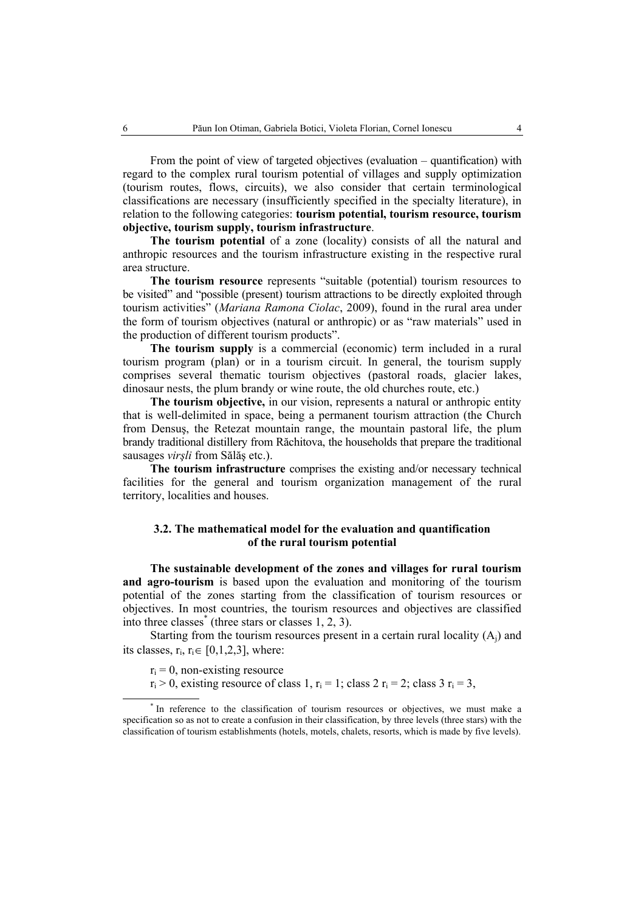From the point of view of targeted objectives (evaluation – quantification) with regard to the complex rural tourism potential of villages and supply optimization (tourism routes, flows, circuits), we also consider that certain terminological classifications are necessary (insufficiently specified in the specialty literature), in relation to the following categories: **tourism potential, tourism resource, tourism objective, tourism supply, tourism infrastructure**.

**The tourism potential** of a zone (locality) consists of all the natural and anthropic resources and the tourism infrastructure existing in the respective rural area structure.

**The tourism resource** represents "suitable (potential) tourism resources to be visited" and "possible (present) tourism attractions to be directly exploited through tourism activities" (*Mariana Ramona Ciolac*, 2009), found in the rural area under the form of tourism objectives (natural or anthropic) or as "raw materials" used in the production of different tourism products".

**The tourism supply** is a commercial (economic) term included in a rural tourism program (plan) or in a tourism circuit. In general, the tourism supply comprises several thematic tourism objectives (pastoral roads, glacier lakes, dinosaur nests, the plum brandy or wine route, the old churches route, etc.)

**The tourism objective,** in our vision, represents a natural or anthropic entity that is well-delimited in space, being a permanent tourism attraction (the Church from Densuş, the Retezat mountain range, the mountain pastoral life, the plum brandy traditional distillery from Răchitova, the households that prepare the traditional sausages *virşli* from Sălăş etc.).

**The tourism infrastructure** comprises the existing and/or necessary technical facilities for the general and tourism organization management of the rural territory, localities and houses.

### 3.2. The mathematical model for the evaluation and quantification of the rural tourism potential

**The sustainable development of the zones and villages for rural tourism and agro-tourism** is based upon the evaluation and monitoring of the tourism potential of the zones starting from the classification of tourism resources or objectives. In most countries, the tourism resources and objectives are classified into three classes* (three stars or classes 1, 2, 3).

Starting from the tourism resources present in a certain rural locality ($A_j$) and its classes, $r_i$, $r_i \in [0,1,2,3]$, where:

$r_i = 0$, non-existing resource

$r_i > 0$, existing resource of class 1, $r_i = 1$; class 2 $r_i = 2$; class 3 $r_i = 3$,

---

* In reference to the classification of tourism resources or objectives, we must make a specification so as not to create a confusion in their classification, by three levels (three stars) with the classification of tourism establishments (hotels, motels, chalets, resorts, which is made by five levels).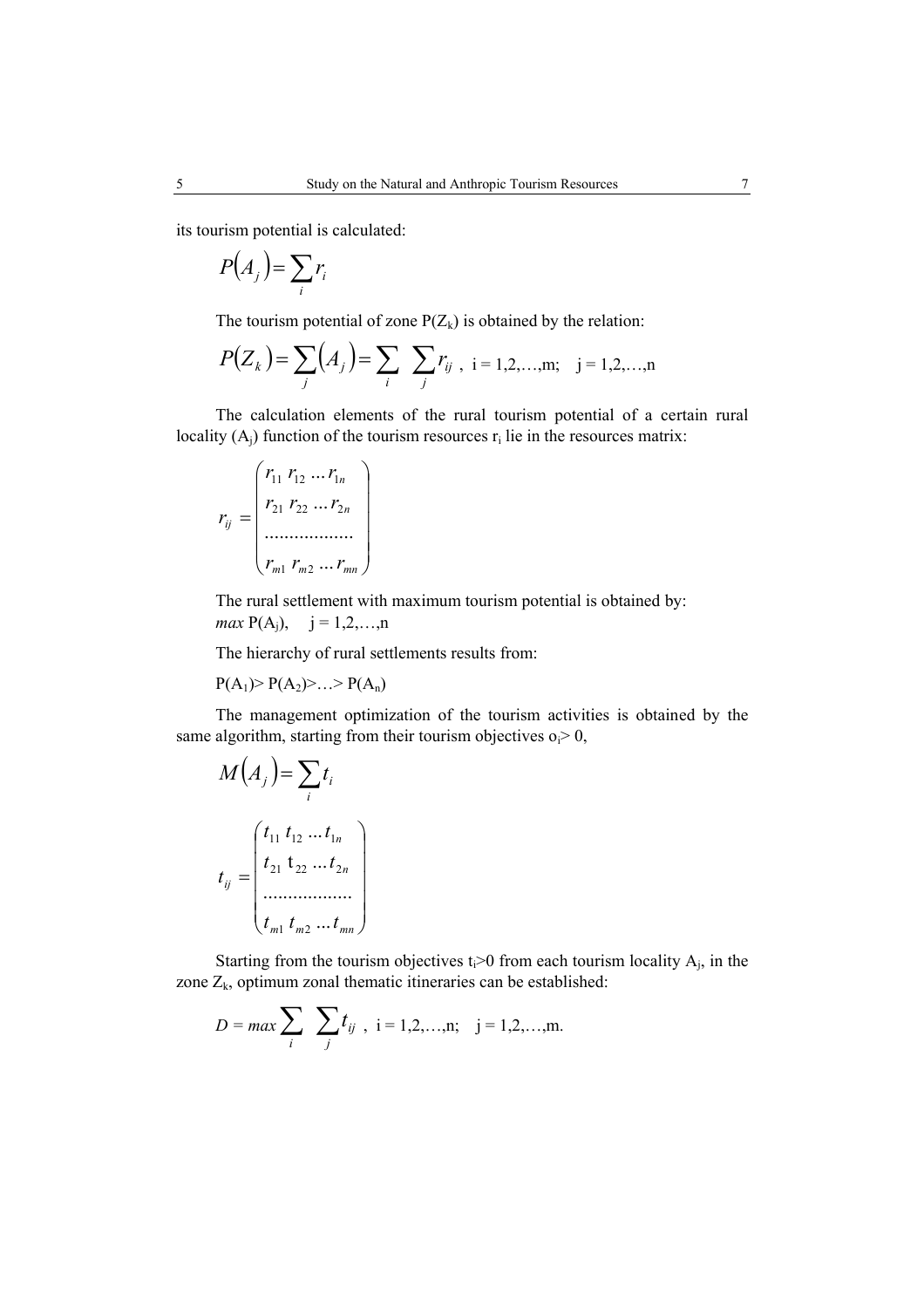its tourism potential is calculated:

$$P(A_j) = \sum_i r_i$$

The tourism potential of zone $P(Z_k)$ is obtained by the relation:

$$P(Z_k) = \sum_j (A_j) = \sum_i \sum_j r_{ij} \text{ , } i = 1,2,\ldots,m; \quad j = 1,2,\ldots,n$$

The calculation elements of the rural tourism potential of a certain rural locality ($A_j$) function of the tourism resources $r_i$ lie in the resources matrix:

$$r_{ij} = \begin{pmatrix} r_{11} \; r_{12} \ldots r_{1n} \\ r_{21} \; r_{22} \ldots r_{2n} \\ \ldots\ldots\ldots\ldots\ldots\ldots \\ r_{m1} \; r_{m2} \ldots r_{mn} \end{pmatrix}$$

The rural settlement with maximum tourism potential is obtained by:
*max* $P(A_j)$, $\quad j = 1,2,\ldots,n$

The hierarchy of rural settlements results from:

$P(A_1) > P(A_2) > \ldots > P(A_n)$

The management optimization of the tourism activities is obtained by the same algorithm, starting from their tourism objectives $o_i > 0$,

$$M(A_j) = \sum_i t_i$$

$$t_{ij} = \begin{pmatrix} t_{11} \; t_{12} \ldots t_{1n} \\ t_{21} \; \text{t}_{22} \ldots t_{2n} \\ \ldots\ldots\ldots\ldots\ldots\ldots \\ t_{m1} \; t_{m2} \ldots t_{mn} \end{pmatrix}$$

Starting from the tourism objectives $t_i > 0$ from each tourism locality $A_j$, in the zone $Z_k$, optimum zonal thematic itineraries can be established:

$$D = max \sum_i \sum_j t_{ij} \text{ , } i = 1,2,\ldots,n; \quad j = 1,2,\ldots,m.$$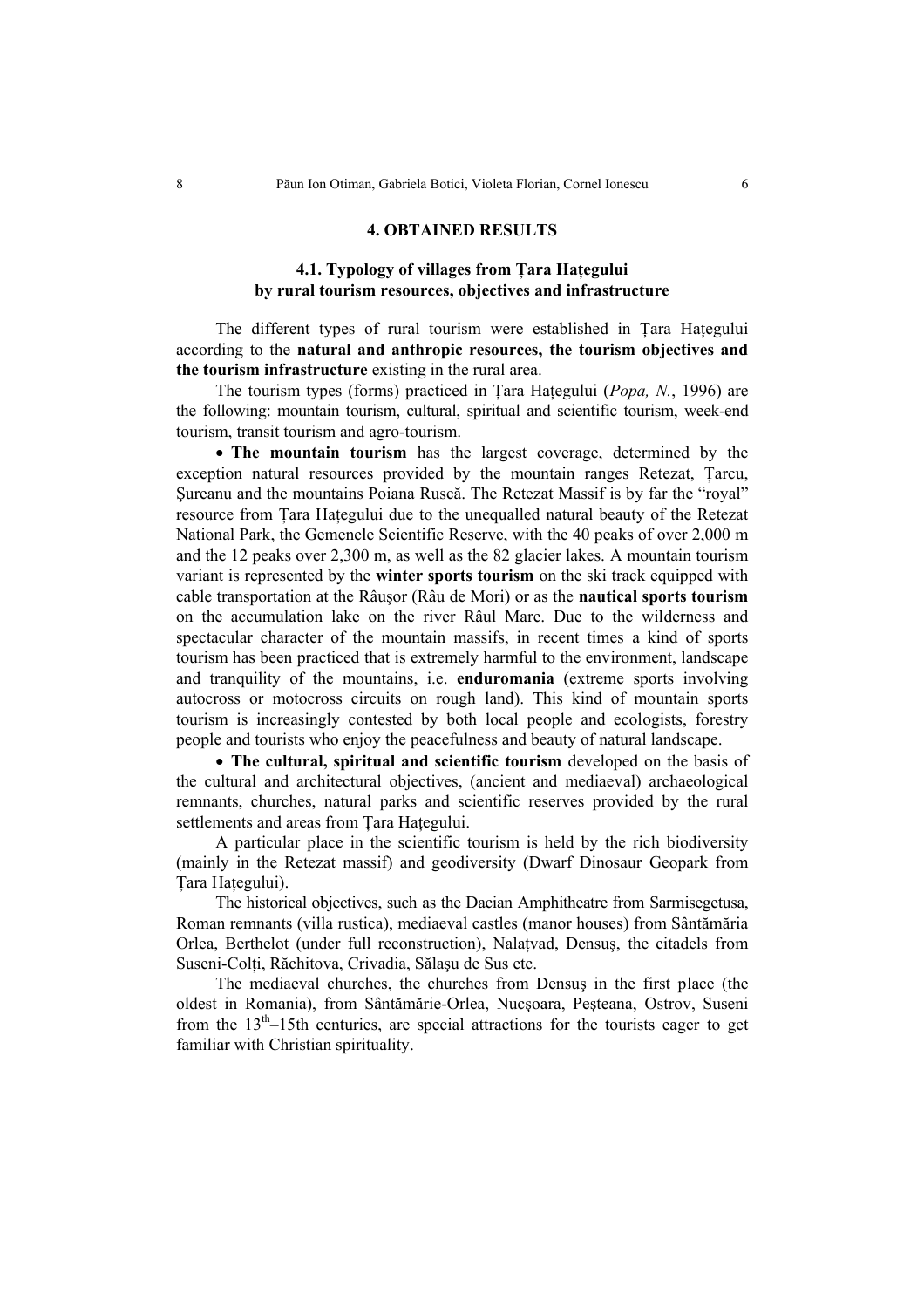## 4. OBTAINED RESULTS

### 4.1. Typology of villages from Țara Hațegului by rural tourism resources, objectives and infrastructure

The different types of rural tourism were established in Țara Hațegului according to the **natural and anthropic resources, the tourism objectives and the tourism infrastructure** existing in the rural area.

The tourism types (forms) practiced in Țara Hațegului (*Popa, N.*, 1996) are the following: mountain tourism, cultural, spiritual and scientific tourism, week-end tourism, transit tourism and agro-tourism.

- **The mountain tourism** has the largest coverage, determined by the exception natural resources provided by the mountain ranges Retezat, Țarcu, Șureanu and the mountains Poiana Ruscă. The Retezat Massif is by far the "royal" resource from Țara Hațegului due to the unequalled natural beauty of the Retezat National Park, the Gemenele Scientific Reserve, with the 40 peaks of over 2,000 m and the 12 peaks over 2,300 m, as well as the 82 glacier lakes. A mountain tourism variant is represented by the **winter sports tourism** on the ski track equipped with cable transportation at the Râuşor (Râu de Mori) or as the **nautical sports tourism** on the accumulation lake on the river Râul Mare. Due to the wilderness and spectacular character of the mountain massifs, in recent times a kind of sports tourism has been practiced that is extremely harmful to the environment, landscape and tranquility of the mountains, i.e. **enduromania** (extreme sports involving autocross or motocross circuits on rough land). This kind of mountain sports tourism is increasingly contested by both local people and ecologists, forestry people and tourists who enjoy the peacefulness and beauty of natural landscape.

- **The cultural, spiritual and scientific tourism** developed on the basis of the cultural and architectural objectives, (ancient and mediaeval) archaeological remnants, churches, natural parks and scientific reserves provided by the rural settlements and areas from Țara Hațegului.

A particular place in the scientific tourism is held by the rich biodiversity (mainly in the Retezat massif) and geodiversity (Dwarf Dinosaur Geopark from Țara Hațegului).

The historical objectives, such as the Dacian Amphitheatre from Sarmisegetusa, Roman remnants (villa rustica), mediaeval castles (manor houses) from Sântămăria Orlea, Berthelot (under full reconstruction), Nalațvad, Densuş, the citadels from Suseni-Colți, Răchitova, Crivadia, Sălaşu de Sus etc.

The mediaeval churches, the churches from Densuş in the first place (the oldest in Romania), from Sântămărie-Orlea, Nucşoara, Peşteana, Ostrov, Suseni from the 13th–15th centuries, are special attractions for the tourists eager to get familiar with Christian spirituality.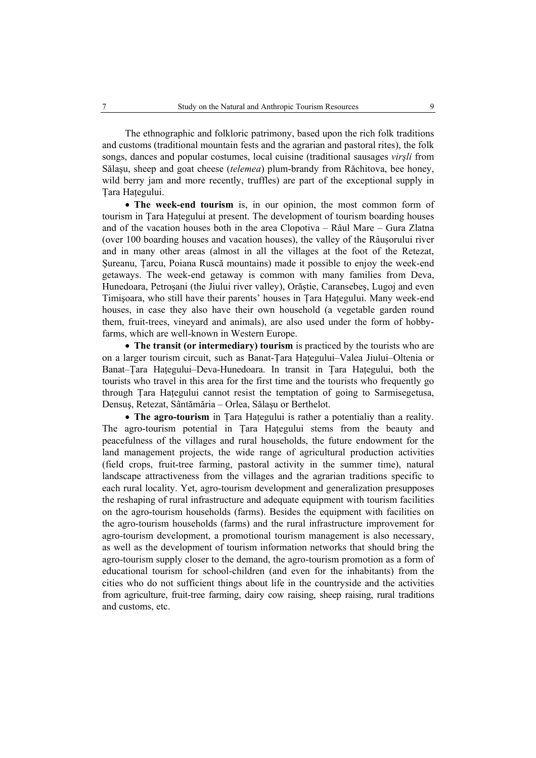The ethnographic and folkloric patrimony, based upon the rich folk traditions and customs (traditional mountain fests and the agrarian and pastoral rites), the folk songs, dances and popular costumes, local cuisine (traditional sausages *virşli* from Sălaşu, sheep and goat cheese (*telemea*) plum-brandy from Răchitova, bee honey, wild berry jam and more recently, truffles) are part of the exceptional supply in Țara Hațegului.

- **The week-end tourism** is, in our opinion, the most common form of tourism in Țara Hațegului at present. The development of tourism boarding houses and of the vacation houses both in the area Clopotiva – Râul Mare – Gura Zlatna (over 100 boarding houses and vacation houses), the valley of the Râuşorului river and in many other areas (almost in all the villages at the foot of the Retezat, Șureanu, Țarcu, Poiana Ruscă mountains) made it possible to enjoy the week-end getaways. The week-end getaway is common with many families from Deva, Hunedoara, Petroșani (the Jiului river valley), Orăștie, Caransebeş, Lugoj and even Timişoara, who still have their parents' houses in Țara Hațegului. Many week-end houses, in case they also have their own household (a vegetable garden round them, fruit-trees, vineyard and animals), are also used under the form of hobby-farms, which are well-known in Western Europe.

- **The transit (or intermediary) tourism** is practiced by the tourists who are on a larger tourism circuit, such as Banat-Țara Hațegului–Valea Jiului–Oltenia or Banat–Țara Hațegului–Deva-Hunedoara. In transit in Țara Hațegului, both the tourists who travel in this area for the first time and the tourists who frequently go through Țara Hațegului cannot resist the temptation of going to Sarmisegetusa, Densuș, Retezat, Sântămăria – Orlea, Sălașu or Berthelot.

- **The agro-tourism** in Țara Hațegului is rather a potentialiy than a reality. The agro-tourism potential in Țara Hațegului stems from the beauty and peacefulness of the villages and rural households, the future endowment for the land management projects, the wide range of agricultural production activities (field crops, fruit-tree farming, pastoral activity in the summer time), natural landscape attractiveness from the villages and the agrarian traditions specific to each rural locality. Yet, agro-tourism development and generalization presupposes the reshaping of rural infrastructure and adequate equipment with tourism facilities on the agro-tourism households (farms). Besides the equipment with facilities on the agro-tourism households (farms) and the rural infrastructure improvement for agro-tourism development, a promotional tourism management is also necessary, as well as the development of tourism information networks that should bring the agro-tourism supply closer to the demand, the agro-tourism promotion as a form of educational tourism for school-children (and even for the inhabitants) from the cities who do not sufficient things about life in the countryside and the activities from agriculture, fruit-tree farming, dairy cow raising, sheep raising, rural traditions and customs, etc.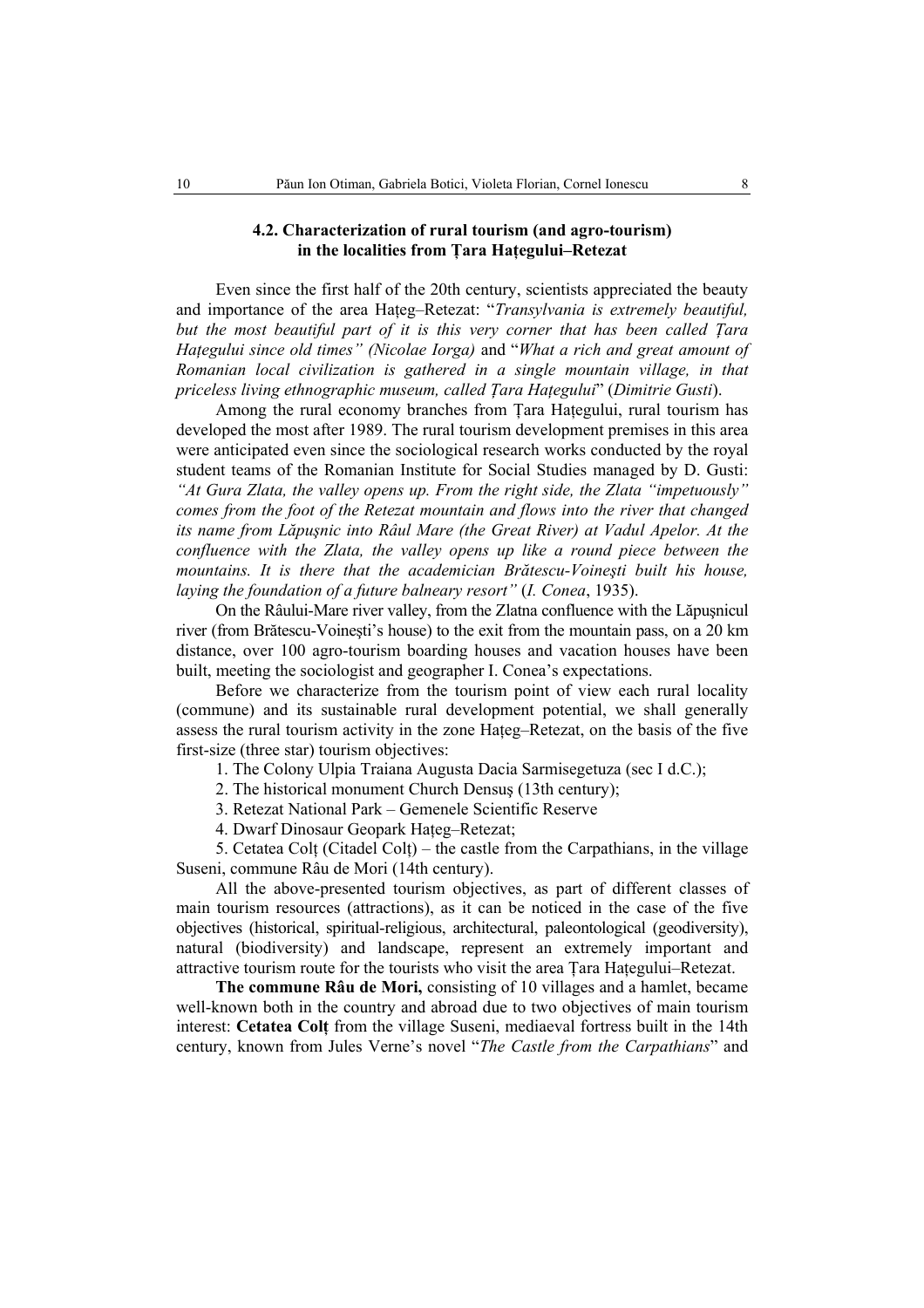### 4.2. Characterization of rural tourism (and agro-tourism) in the localities from Țara Hațegului–Retezat

Even since the first half of the 20th century, scientists appreciated the beauty and importance of the area Hațeg–Retezat: "*Transylvania is extremely beautiful, but the most beautiful part of it is this very corner that has been called Țara Hațegului since old times" (Nicolae Iorga)* and "*What a rich and great amount of Romanian local civilization is gathered in a single mountain village, in that priceless living ethnographic museum, called Țara Hațegului*" (*Dimitrie Gusti*).

Among the rural economy branches from Țara Hațegului, rural tourism has developed the most after 1989. The rural tourism development premises in this area were anticipated even since the sociological research works conducted by the royal student teams of the Romanian Institute for Social Studies managed by D. Gusti: *"At Gura Zlata, the valley opens up. From the right side, the Zlata "impetuously" comes from the foot of the Retezat mountain and flows into the river that changed its name from Lăpuşnic into Râul Mare (the Great River) at Vadul Apelor. At the confluence with the Zlata, the valley opens up like a round piece between the mountains. It is there that the academician Brătescu-Voineşti built his house, laying the foundation of a future balneary resort"* (*I. Conea*, 1935).

On the Râului-Mare river valley, from the Zlatna confluence with the Lăpuşnicul river (from Brătescu-Voineşti's house) to the exit from the mountain pass, on a 20 km distance, over 100 agro-tourism boarding houses and vacation houses have been built, meeting the sociologist and geographer I. Conea's expectations.

Before we characterize from the tourism point of view each rural locality (commune) and its sustainable rural development potential, we shall generally assess the rural tourism activity in the zone Hațeg–Retezat, on the basis of the five first-size (three star) tourism objectives:

1. The Colony Ulpia Traiana Augusta Dacia Sarmisegetuza (sec I d.C.);
2. The historical monument Church Densuş (13th century);
3. Retezat National Park – Gemenele Scientific Reserve
4. Dwarf Dinosaur Geopark Hațeg–Retezat;
5. Cetatea Colț (Citadel Colț) – the castle from the Carpathians, in the village Suseni, commune Râu de Mori (14th century).

All the above-presented tourism objectives, as part of different classes of main tourism resources (attractions), as it can be noticed in the case of the five objectives (historical, spiritual-religious, architectural, paleontological (geodiversity), natural (biodiversity) and landscape, represent an extremely important and attractive tourism route for the tourists who visit the area Țara Hațegului–Retezat.

**The commune Râu de Mori,** consisting of 10 villages and a hamlet, became well-known both in the country and abroad due to two objectives of main tourism interest: **Cetatea Colț** from the village Suseni, mediaeval fortress built in the 14th century, known from Jules Verne's novel "*The Castle from the Carpathians*" and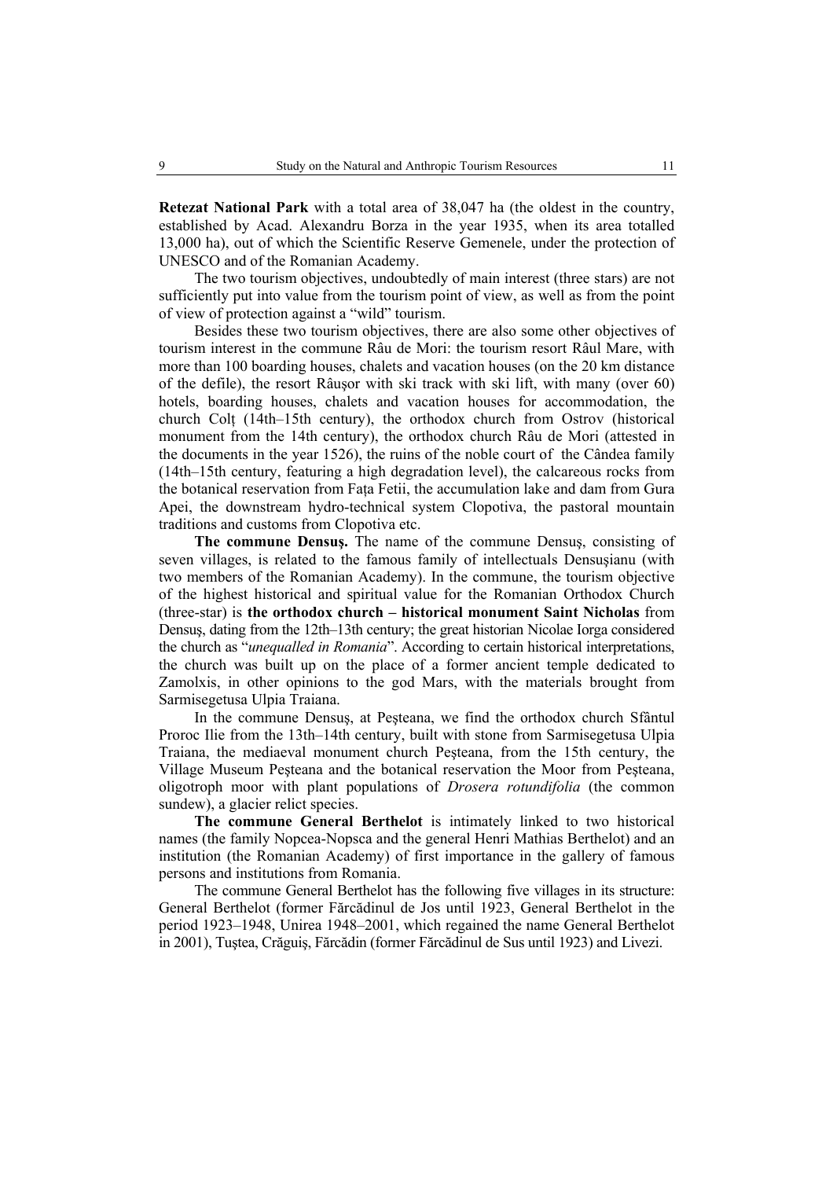**Retezat National Park** with a total area of 38,047 ha (the oldest in the country, established by Acad. Alexandru Borza in the year 1935, when its area totalled 13,000 ha), out of which the Scientific Reserve Gemenele, under the protection of UNESCO and of the Romanian Academy.

The two tourism objectives, undoubtedly of main interest (three stars) are not sufficiently put into value from the tourism point of view, as well as from the point of view of protection against a "wild" tourism.

Besides these two tourism objectives, there are also some other objectives of tourism interest in the commune Râu de Mori: the tourism resort Râul Mare, with more than 100 boarding houses, chalets and vacation houses (on the 20 km distance of the defile), the resort Râuşor with ski track with ski lift, with many (over 60) hotels, boarding houses, chalets and vacation houses for accommodation, the church Colţ (14th–15th century), the orthodox church from Ostrov (historical monument from the 14th century), the orthodox church Râu de Mori (attested in the documents in the year 1526), the ruins of the noble court of the Cândea family (14th–15th century, featuring a high degradation level), the calcareous rocks from the botanical reservation from Faţa Fetii, the accumulation lake and dam from Gura Apei, the downstream hydro-technical system Clopotiva, the pastoral mountain traditions and customs from Clopotiva etc.

**The commune Densuş.** The name of the commune Densuş, consisting of seven villages, is related to the famous family of intellectuals Densuşianu (with two members of the Romanian Academy). In the commune, the tourism objective of the highest historical and spiritual value for the Romanian Orthodox Church (three-star) is **the orthodox church – historical monument Saint Nicholas** from Densuş, dating from the 12th–13th century; the great historian Nicolae Iorga considered the church as "*unequalled in Romania*". According to certain historical interpretations, the church was built up on the place of a former ancient temple dedicated to Zamolxis, in other opinions to the god Mars, with the materials brought from Sarmisegetusa Ulpia Traiana.

In the commune Densuş, at Peşteana, we find the orthodox church Sfântul Proroc Ilie from the 13th–14th century, built with stone from Sarmisegetusa Ulpia Traiana, the mediaeval monument church Peşteana, from the 15th century, the Village Museum Peşteana and the botanical reservation the Moor from Peşteana, oligotroph moor with plant populations of *Drosera rotundifolia* (the common sundew), a glacier relict species.

**The commune General Berthelot** is intimately linked to two historical names (the family Nopcea-Nopsca and the general Henri Mathias Berthelot) and an institution (the Romanian Academy) of first importance in the gallery of famous persons and institutions from Romania.

The commune General Berthelot has the following five villages in its structure: General Berthelot (former Fărcădinul de Jos until 1923, General Berthelot in the period 1923–1948, Unirea 1948–2001, which regained the name General Berthelot in 2001), Tuştea, Crăguiş, Fărcădin (former Fărcădinul de Sus until 1923) and Livezi.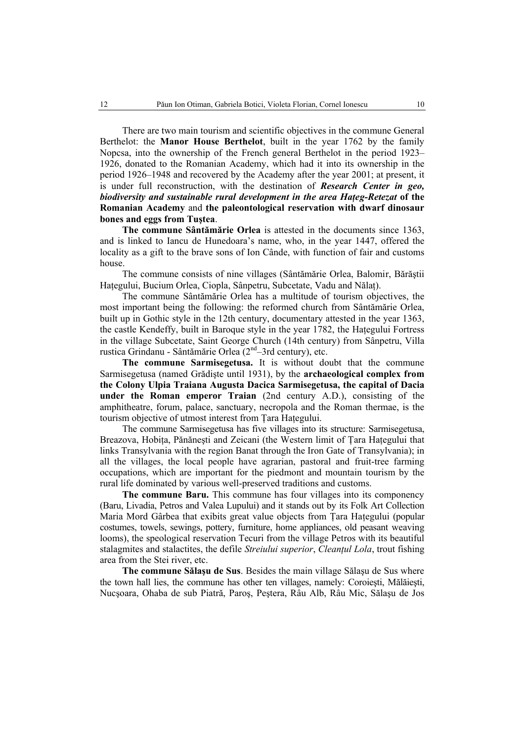There are two main tourism and scientific objectives in the commune General Berthelot: the **Manor House Berthelot**, built in the year 1762 by the family Nopcsa, into the ownership of the French general Berthelot in the period 1923–1926, donated to the Romanian Academy, which had it into its ownership in the period 1926–1948 and recovered by the Academy after the year 2001; at present, it is under full reconstruction, with the destination of ***Research Center in geo, biodiversity and sustainable rural development in the area Haţeg-Retezat* of the Romanian Academy** and **the paleontological reservation with dwarf dinosaur bones and eggs from Tuştea**.

**The commune Sântămărie Orlea** is attested in the documents since 1363, and is linked to Iancu de Hunedoara's name, who, in the year 1447, offered the locality as a gift to the brave sons of Ion Cânde, with function of fair and customs house.

The commune consists of nine villages (Sântămărie Orlea, Balomir, Bărăştii Haţegului, Bucium Orlea, Ciopla, Sânpetru, Subcetate, Vadu and Nălaţ).

The commune Sântămărie Orlea has a multitude of tourism objectives, the most important being the following: the reformed church from Sântămărie Orlea, built up in Gothic style in the 12th century, documentary attested in the year 1363, the castle Kendeffy, built in Baroque style in the year 1782, the Haţegului Fortress in the village Subcetate, Saint George Church (14th century) from Sânpetru, Villa rustica Grindanu - Sântămărie Orlea (2nd–3rd century), etc.

**The commune Sarmisegetusa.** It is without doubt that the commune Sarmisegetusa (named Grădişte until 1931), by the **archaeological complex from the Colony Ulpia Traiana Augusta Dacica Sarmisegetusa, the capital of Dacia under the Roman emperor Traian** (2nd century A.D.), consisting of the amphitheatre, forum, palace, sanctuary, necropola and the Roman thermae, is the tourism objective of utmost interest from Ţara Haţegului.

The commune Sarmisegetusa has five villages into its structure: Sarmisegetusa, Breazova, Hobiţa, Pănăneşti and Zeicani (the Western limit of Ţara Haţegului that links Transylvania with the region Banat through the Iron Gate of Transylvania); in all the villages, the local people have agrarian, pastoral and fruit-tree farming occupations, which are important for the piedmont and mountain tourism by the rural life dominated by various well-preserved traditions and customs.

**The commune Baru.** This commune has four villages into its componency (Baru, Livadia, Petros and Valea Lupului) and it stands out by its Folk Art Collection Maria Mord Gârbea that exibits great value objects from Ţara Haţegului (popular costumes, towels, sewings, pottery, furniture, home appliances, old peasant weaving looms), the speological reservation Tecuri from the village Petros with its beautiful stalagmites and stalactites, the defile *Streiului superior*, *Cleanţul Lola*, trout fishing area from the Stei river, etc.

**The commune Sălaşu de Sus**. Besides the main village Sălaşu de Sus where the town hall lies, the commune has other ten villages, namely: Coroieşti, Mălăieşti, Nucşoara, Ohaba de sub Piatră, Paroş, Peştera, Râu Alb, Râu Mic, Sălaşu de Jos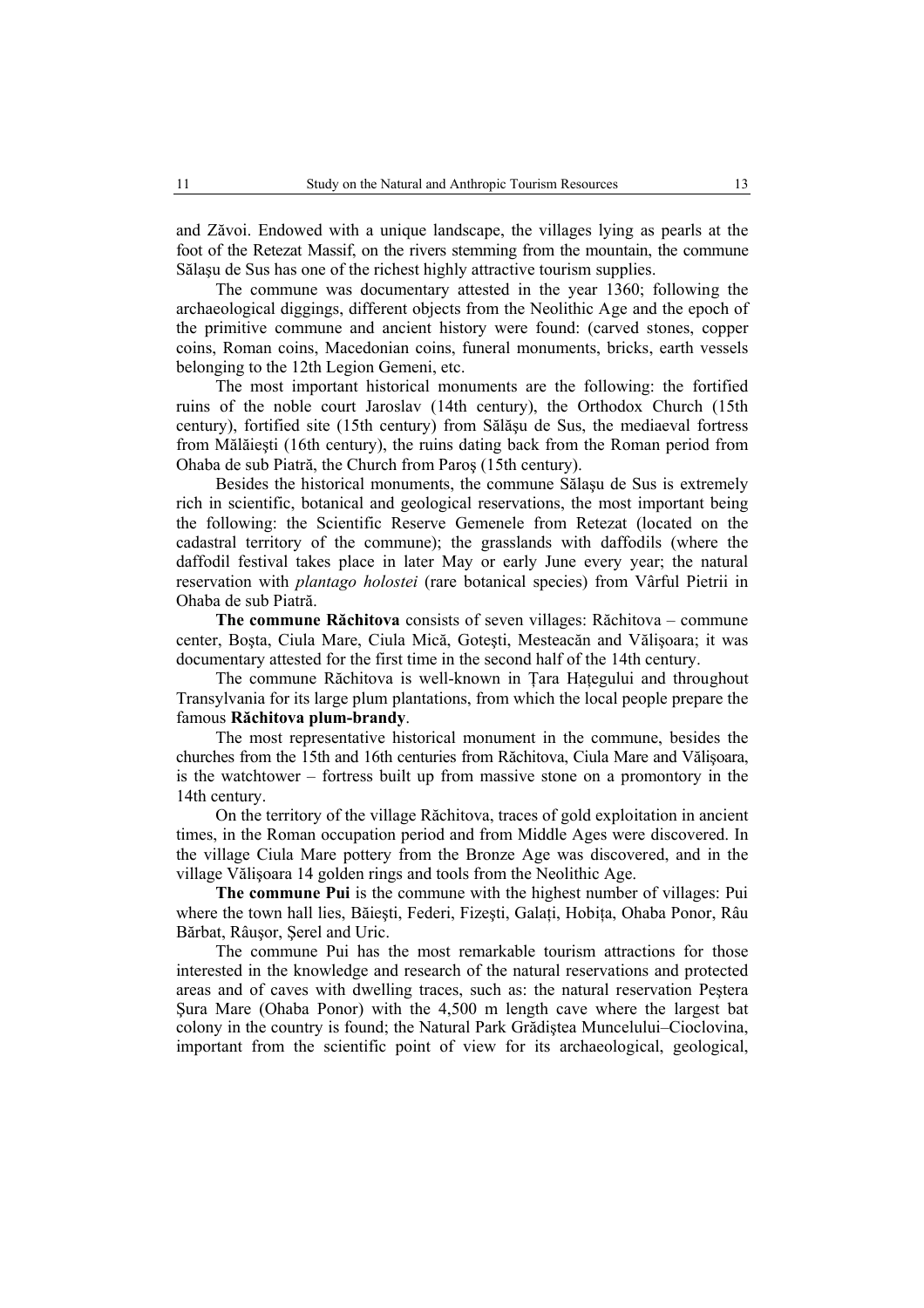and Zăvoi. Endowed with a unique landscape, the villages lying as pearls at the foot of the Retezat Massif, on the rivers stemming from the mountain, the commune Sălaşu de Sus has one of the richest highly attractive tourism supplies.

The commune was documentary attested in the year 1360; following the archaeological diggings, different objects from the Neolithic Age and the epoch of the primitive commune and ancient history were found: (carved stones, copper coins, Roman coins, Macedonian coins, funeral monuments, bricks, earth vessels belonging to the 12th Legion Gemeni, etc.

The most important historical monuments are the following: the fortified ruins of the noble court Jaroslav (14th century), the Orthodox Church (15th century), fortified site (15th century) from Sălăşu de Sus, the mediaeval fortress from Mălăieşti (16th century), the ruins dating back from the Roman period from Ohaba de sub Piatră, the Church from Paroş (15th century).

Besides the historical monuments, the commune Sălaşu de Sus is extremely rich in scientific, botanical and geological reservations, the most important being the following: the Scientific Reserve Gemenele from Retezat (located on the cadastral territory of the commune); the grasslands with daffodils (where the daffodil festival takes place in later May or early June every year; the natural reservation with *plantago holostei* (rare botanical species) from Vârful Pietrii in Ohaba de sub Piatră.

**The commune Răchitova** consists of seven villages: Răchitova – commune center, Boşta, Ciula Mare, Ciula Mică, Goteşti, Mesteacăn and Vălişoara; it was documentary attested for the first time in the second half of the 14th century.

The commune Răchitova is well-known in Ţara Haţegului and throughout Transylvania for its large plum plantations, from which the local people prepare the famous **Răchitova plum-brandy**.

The most representative historical monument in the commune, besides the churches from the 15th and 16th centuries from Răchitova, Ciula Mare and Vălişoara, is the watchtower – fortress built up from massive stone on a promontory in the 14th century.

On the territory of the village Răchitova, traces of gold exploitation in ancient times, in the Roman occupation period and from Middle Ages were discovered. In the village Ciula Mare pottery from the Bronze Age was discovered, and in the village Vălişoara 14 golden rings and tools from the Neolithic Age.

**The commune Pui** is the commune with the highest number of villages: Pui where the town hall lies, Băieşti, Federi, Fizeşti, Galaţi, Hobiţa, Ohaba Ponor, Râu Bărbat, Râuşor, Şerel and Uric.

The commune Pui has the most remarkable tourism attractions for those interested in the knowledge and research of the natural reservations and protected areas and of caves with dwelling traces, such as: the natural reservation Peştera Şura Mare (Ohaba Ponor) with the 4,500 m length cave where the largest bat colony in the country is found; the Natural Park Grădiştea Muncelului–Cioclovina, important from the scientific point of view for its archaeological, geological,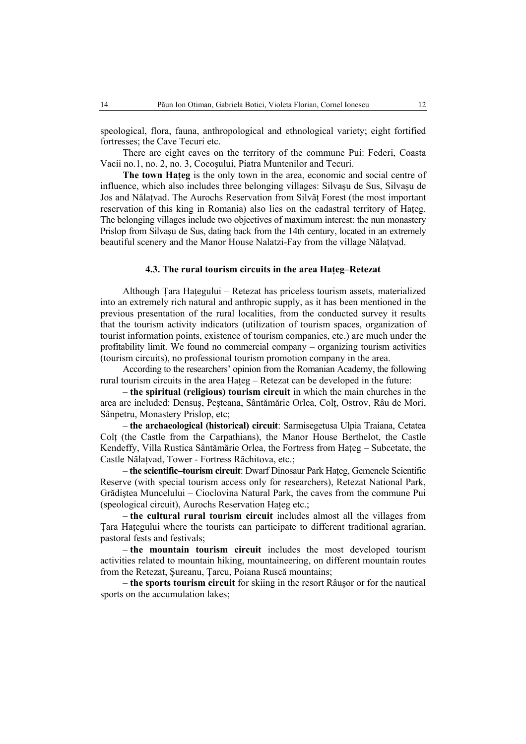speological, flora, fauna, anthropological and ethnological variety; eight fortified fortresses; the Cave Tecuri etc.

There are eight caves on the territory of the commune Pui: Federi, Coasta Vacii no.1, no. 2, no. 3, Cocoşului, Piatra Muntenilor and Tecuri.

**The town Haţeg** is the only town in the area, economic and social centre of influence, which also includes three belonging villages: Silvaşu de Sus, Silvaşu de Jos and Nălaţvad. The Aurochs Reservation from Silvăţ Forest (the most important reservation of this king in Romania) also lies on the cadastral territory of Haţeg. The belonging villages include two objectives of maximum interest: the nun monastery Prislop from Silvaşu de Sus, dating back from the 14th century, located in an extremely beautiful scenery and the Manor House Nalatzi-Fay from the village Nălaţvad.

### 4.3. The rural tourism circuits in the area Haţeg–Retezat

Although Ţara Haţegului – Retezat has priceless tourism assets, materialized into an extremely rich natural and anthropic supply, as it has been mentioned in the previous presentation of the rural localities, from the conducted survey it results that the tourism activity indicators (utilization of tourism spaces, organization of tourist information points, existence of tourism companies, etc.) are much under the profitability limit. We found no commercial company – organizing tourism activities (tourism circuits), no professional tourism promotion company in the area.

According to the researchers' opinion from the Romanian Academy, the following rural tourism circuits in the area Haţeg – Retezat can be developed in the future:

– **the spiritual (religious) tourism circuit** in which the main churches in the area are included: Densuş, Peşteana, Sântămărie Orlea, Colţ, Ostrov, Râu de Mori, Sânpetru, Monastery Prislop, etc;

– **the archaeological (historical) circuit**: Sarmisegetusa Ulpia Traiana, Cetatea Colţ (the Castle from the Carpathians), the Manor House Berthelot, the Castle Kendeffy, Villa Rustica Sântămărie Orlea, the Fortress from Haţeg – Subcetate, the Castle Nălaţvad, Tower - Fortress Răchitova, etc.;

– **the scientific–tourism circuit**: Dwarf Dinosaur Park Haţeg, Gemenele Scientific Reserve (with special tourism access only for researchers), Retezat National Park, Grădiştea Muncelului – Cioclovina Natural Park, the caves from the commune Pui (speological circuit), Aurochs Reservation Haţeg etc.;

– **the cultural rural tourism circuit** includes almost all the villages from Ţara Haţegului where the tourists can participate to different traditional agrarian, pastoral fests and festivals;

– **the mountain tourism circuit** includes the most developed tourism activities related to mountain hiking, mountaineering, on different mountain routes from the Retezat, Şureanu, Ţarcu, Poiana Ruscă mountains;

– **the sports tourism circuit** for skiing in the resort Râuşor or for the nautical sports on the accumulation lakes;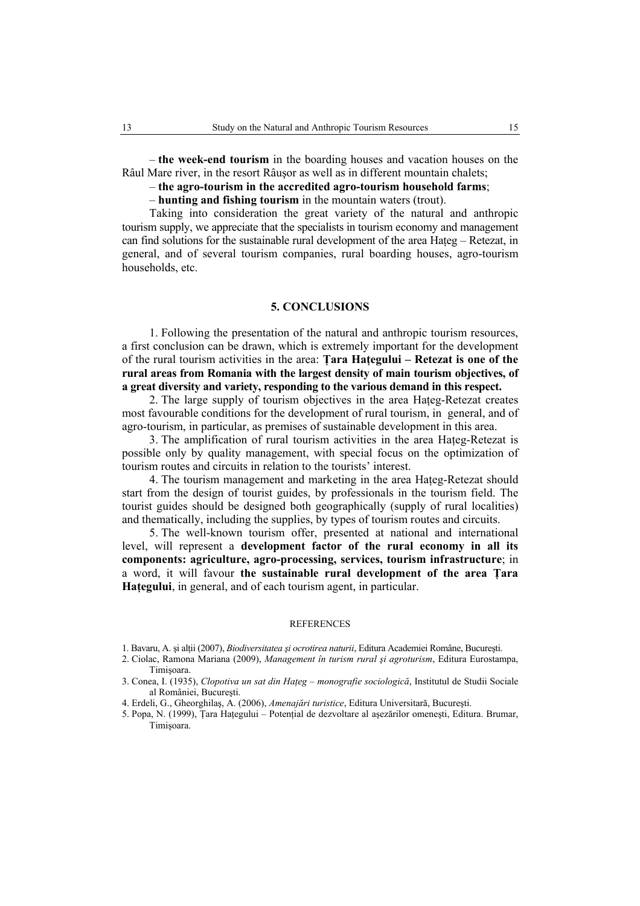– **the week-end tourism** in the boarding houses and vacation houses on the Râul Mare river, in the resort Râuşor as well as in different mountain chalets;

– **the agro-tourism in the accredited agro-tourism household farms**;

– **hunting and fishing tourism** in the mountain waters (trout).

Taking into consideration the great variety of the natural and anthropic tourism supply, we appreciate that the specialists in tourism economy and management can find solutions for the sustainable rural development of the area Haţeg – Retezat, in general, and of several tourism companies, rural boarding houses, agro-tourism households, etc.

## 5. CONCLUSIONS

1. Following the presentation of the natural and anthropic tourism resources, a first conclusion can be drawn, which is extremely important for the development of the rural tourism activities in the area: **Ţara Haţegului – Retezat is one of the rural areas from Romania with the largest density of main tourism objectives, of a great diversity and variety, responding to the various demand in this respect.**

2. The large supply of tourism objectives in the area Haţeg-Retezat creates most favourable conditions for the development of rural tourism, in general, and of agro-tourism, in particular, as premises of sustainable development in this area.

3. The amplification of rural tourism activities in the area Haţeg-Retezat is possible only by quality management, with special focus on the optimization of tourism routes and circuits in relation to the tourists' interest.

4. The tourism management and marketing in the area Haţeg-Retezat should start from the design of tourist guides, by professionals in the tourism field. The tourist guides should be designed both geographically (supply of rural localities) and thematically, including the supplies, by types of tourism routes and circuits.

5. The well-known tourism offer, presented at national and international level, will represent a **development factor of the rural economy in all its components: agriculture, agro-processing, services, tourism infrastructure**; in a word, it will favour **the sustainable rural development of the area Ţara Haţegului**, in general, and of each tourism agent, in particular.

## REFERENCES

1. Bavaru, A. şi alţii (2007), *Biodiversitatea şi ocrotirea naturii*, Editura Academiei Române, Bucureşti.
2. Ciolac, Ramona Mariana (2009), *Management în turism rural şi agroturism*, Editura Eurostampa, Timişoara.
3. Conea, I. (1935), *Clopotiva un sat din Haţeg – monografie sociologică*, Institutul de Studii Sociale al României, Bucureşti.
4. Erdeli, G., Gheorghilaş, A. (2006), *Amenajări turistice*, Editura Universitară, Bucureşti.
5. Popa, N. (1999), Ţara Haţegului – Potenţial de dezvoltare al aşezărilor omeneşti, Editura. Brumar, Timişoara.